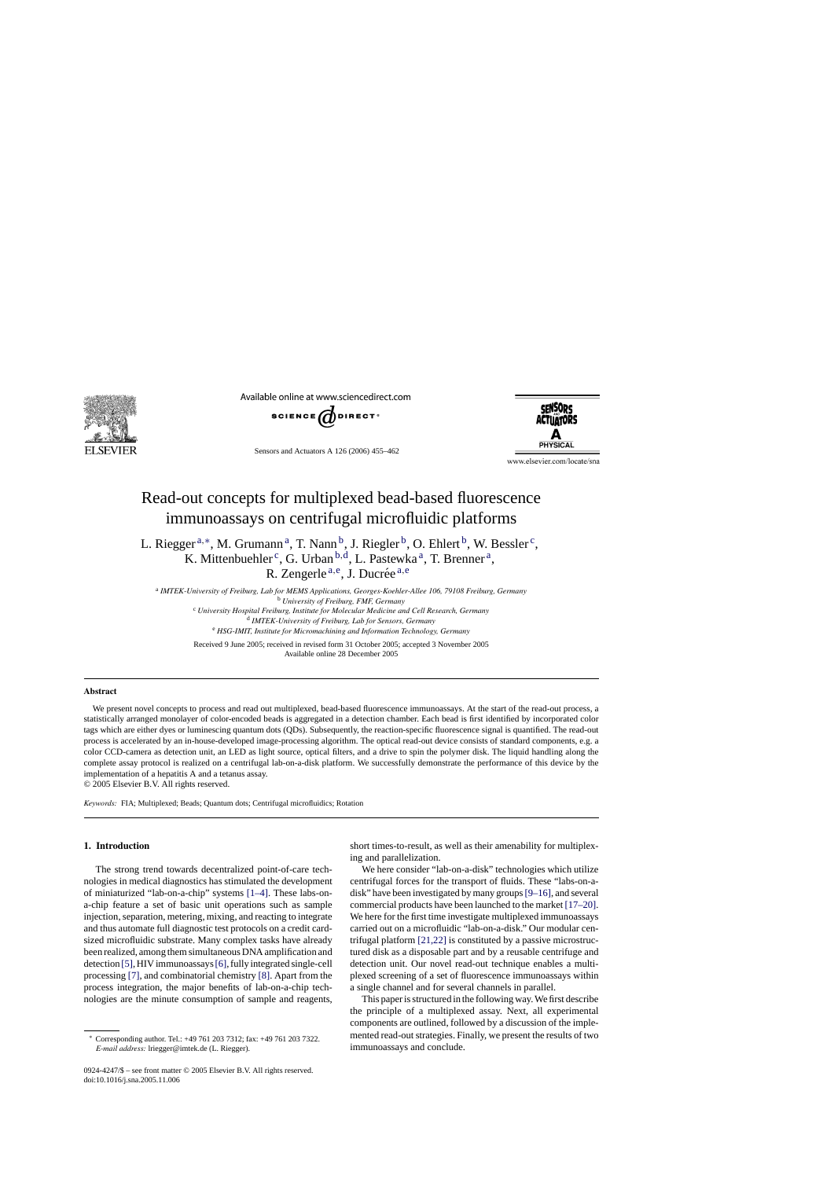# Read-out concepts for multiplexed bead-based fluorescence immunoassays on centrifugal microfluidic platforms

L. Riegger[a,*], M. Grumann[a], T. Nann[b], J. Riegler[b], O. Ehlert[b], W. Bessler[c], K. Mittenbuehler[c], G. Urban[b,d], L. Pastewka[a], T. Brenner[a], R. Zengerle[a,e], J. Ducrée[a,e]

[a] *IMTEK-University of Freiburg, Lab for MEMS Applications, Georges-Koehler-Allee 106, 79108 Freiburg, Germany*
[b] *University of Freiburg, FMF, Germany*
[c] *University Hospital Freiburg, Institute for Molecular Medicine and Cell Research, Germany*
[d] *IMTEK-University of Freiburg, Lab for Sensors, Germany*
[e] *HSG-IMIT, Institute for Micromachining and Information Technology, Germany*

Received 9 June 2005; received in revised form 31 October 2005; accepted 3 November 2005
Available online 28 December 2005

## Abstract

We present novel concepts to process and read out multiplexed, bead-based fluorescence immunoassays. At the start of the read-out process, a statistically arranged monolayer of color-encoded beads is aggregated in a detection chamber. Each bead is first identified by incorporated color tags which are either dyes or luminescing quantum dots (QDs). Subsequently, the reaction-specific fluorescence signal is quantified. The read-out process is accelerated by an in-house-developed image-processing algorithm. The optical read-out device consists of standard components, e.g. a color CCD-camera as detection unit, an LED as light source, optical filters, and a drive to spin the polymer disk. The liquid handling along the complete assay protocol is realized on a centrifugal lab-on-a-disk platform. We successfully demonstrate the performance of this device by the implementation of a hepatitis A and a tetanus assay.

© 2005 Elsevier B.V. All rights reserved.

*Keywords:* FIA; Multiplexed; Beads; Quantum dots; Centrifugal microfluidics; Rotation

## 1. Introduction

The strong trend towards decentralized point-of-care technologies in medical diagnostics has stimulated the development of miniaturized "lab-on-a-chip" systems [1–4]. These labs-on-a-chip feature a set of basic unit operations such as sample injection, separation, metering, mixing, and reacting to integrate and thus automate full diagnostic test protocols on a credit card-sized microfluidic substrate. Many complex tasks have already been realized, among them simultaneous DNA amplification and detection [5], HIV immunoassays [6], fully integrated single-cell processing [7], and combinatorial chemistry [8]. Apart from the process integration, the major benefits of lab-on-a-chip technologies are the minute consumption of sample and reagents, short times-to-result, as well as their amenability for multiplexing and parallelization.

We here consider "lab-on-a-disk" technologies which utilize centrifugal forces for the transport of fluids. These "labs-on-a-disk" have been investigated by many groups [9–16], and several commercial products have been launched to the market [17–20]. We here for the first time investigate multiplexed immunoassays carried out on a microfluidic "lab-on-a-disk." Our modular centrifugal platform [21,22] is constituted by a passive microstructured disk as a disposable part and by a reusable centrifuge and detection unit. Our novel read-out technique enables a multiplexed screening of a set of fluorescence immunoassays within a single channel and for several channels in parallel.

This paper is structured in the following way. We first describe the principle of a multiplexed assay. Next, all experimental components are outlined, followed by a discussion of the implemented read-out strategies. Finally, we present the results of two immunoassays and conclude.

* Corresponding author. Tel.: +49 761 203 7312; fax: +49 761 203 7322. *E-mail address:* lriegger@imtek.de (L. Riegger).

0924-4247/$ – see front matter © 2005 Elsevier B.V. All rights reserved.
doi:10.1016/j.sna.2005.11.006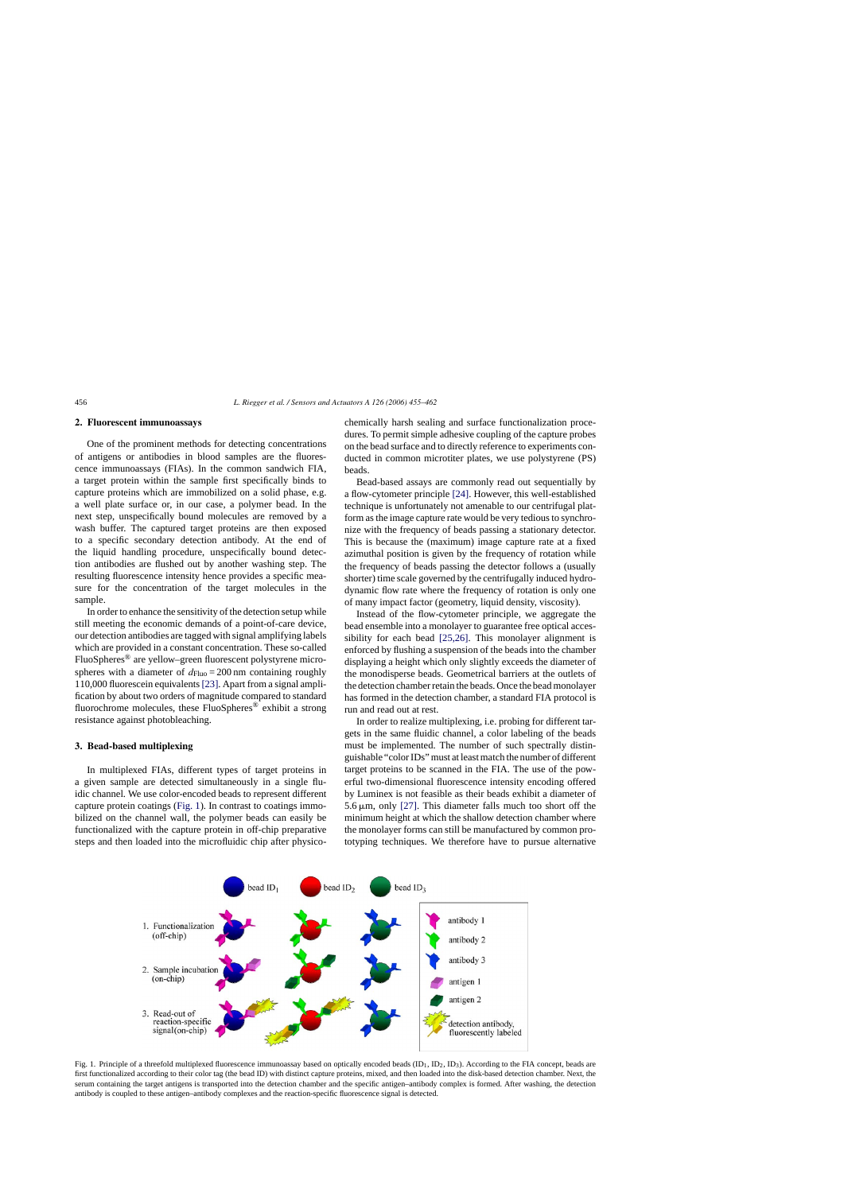## 2. Fluorescent immunoassays

One of the prominent methods for detecting concentrations of antigens or antibodies in blood samples are the fluorescence immunoassays (FIAs). In the common sandwich FIA, a target protein within the sample first specifically binds to capture proteins which are immobilized on a solid phase, e.g. a well plate surface or, in our case, a polymer bead. In the next step, unspecifically bound molecules are removed by a wash buffer. The captured target proteins are then exposed to a specific secondary detection antibody. At the end of the liquid handling procedure, unspecifically bound detection antibodies are flushed out by another washing step. The resulting fluorescence intensity hence provides a specific measure for the concentration of the target molecules in the sample.

In order to enhance the sensitivity of the detection setup while still meeting the economic demands of a point-of-care device, our detection antibodies are tagged with signal amplifying labels which are provided in a constant concentration. These so-called FluoSpheres® are yellow–green fluorescent polystyrene microspheres with a diameter of $d_{\mathrm{Fluo}} = 200\,\mathrm{nm}$ containing roughly 110,000 fluorescein equivalents [23]. Apart from a signal amplification by about two orders of magnitude compared to standard fluorochrome molecules, these FluoSpheres® exhibit a strong resistance against photobleaching.

## 3. Bead-based multiplexing

In multiplexed FIAs, different types of target proteins in a given sample are detected simultaneously in a single fluidic channel. We use color-encoded beads to represent different capture protein coatings (Fig. 1). In contrast to coatings immobilized on the channel wall, the polymer beads can easily be functionalized with the capture protein in off-chip preparative steps and then loaded into the microfluidic chip after physicochemically harsh sealing and surface functionalization procedures. To permit simple adhesive coupling of the capture probes on the bead surface and to directly reference to experiments conducted in common microtiter plates, we use polystyrene (PS) beads.

Bead-based assays are commonly read out sequentially by a flow-cytometer principle [24]. However, this well-established technique is unfortunately not amenable to our centrifugal platform as the image capture rate would be very tedious to synchronize with the frequency of beads passing a stationary detector. This is because the (maximum) image capture rate at a fixed azimuthal position is given by the frequency of rotation while the frequency of beads passing the detector follows a (usually shorter) time scale governed by the centrifugally induced hydrodynamic flow rate where the frequency of rotation is only one of many impact factor (geometry, liquid density, viscosity).

Instead of the flow-cytometer principle, we aggregate the bead ensemble into a monolayer to guarantee free optical accessibility for each bead [25,26]. This monolayer alignment is enforced by flushing a suspension of the beads into the chamber displaying a height which only slightly exceeds the diameter of the monodisperse beads. Geometrical barriers at the outlets of the detection chamber retain the beads. Once the bead monolayer has formed in the detection chamber, a standard FIA protocol is run and read out at rest.

In order to realize multiplexing, i.e. probing for different targets in the same fluidic channel, a color labeling of the beads must be implemented. The number of such spectrally distinguishable "color IDs" must at least match the number of different target proteins to be scanned in the FIA. The use of the powerful two-dimensional fluorescence intensity encoding offered by Luminex is not feasible as their beads exhibit a diameter of $5.6\,\mu\mathrm{m}$, only [27]. This diameter falls much too short off the minimum height at which the shallow detection chamber where the monolayer forms can still be manufactured by common prototyping techniques. We therefore have to pursue alternative

Fig. 1. Principle of a threefold multiplexed fluorescence immunoassay based on optically encoded beads ($\mathrm{ID}_1$, $\mathrm{ID}_2$, $\mathrm{ID}_3$). According to the FIA concept, beads are first functionalized according to their color tag (the bead ID) with distinct capture proteins, mixed, and then loaded into the disk-based detection chamber. Next, the serum containing the target antigens is transported into the detection chamber and the specific antigen–antibody complex is formed. After washing, the detection antibody is coupled to these antigen–antibody complexes and the reaction-specific fluorescence signal is detected.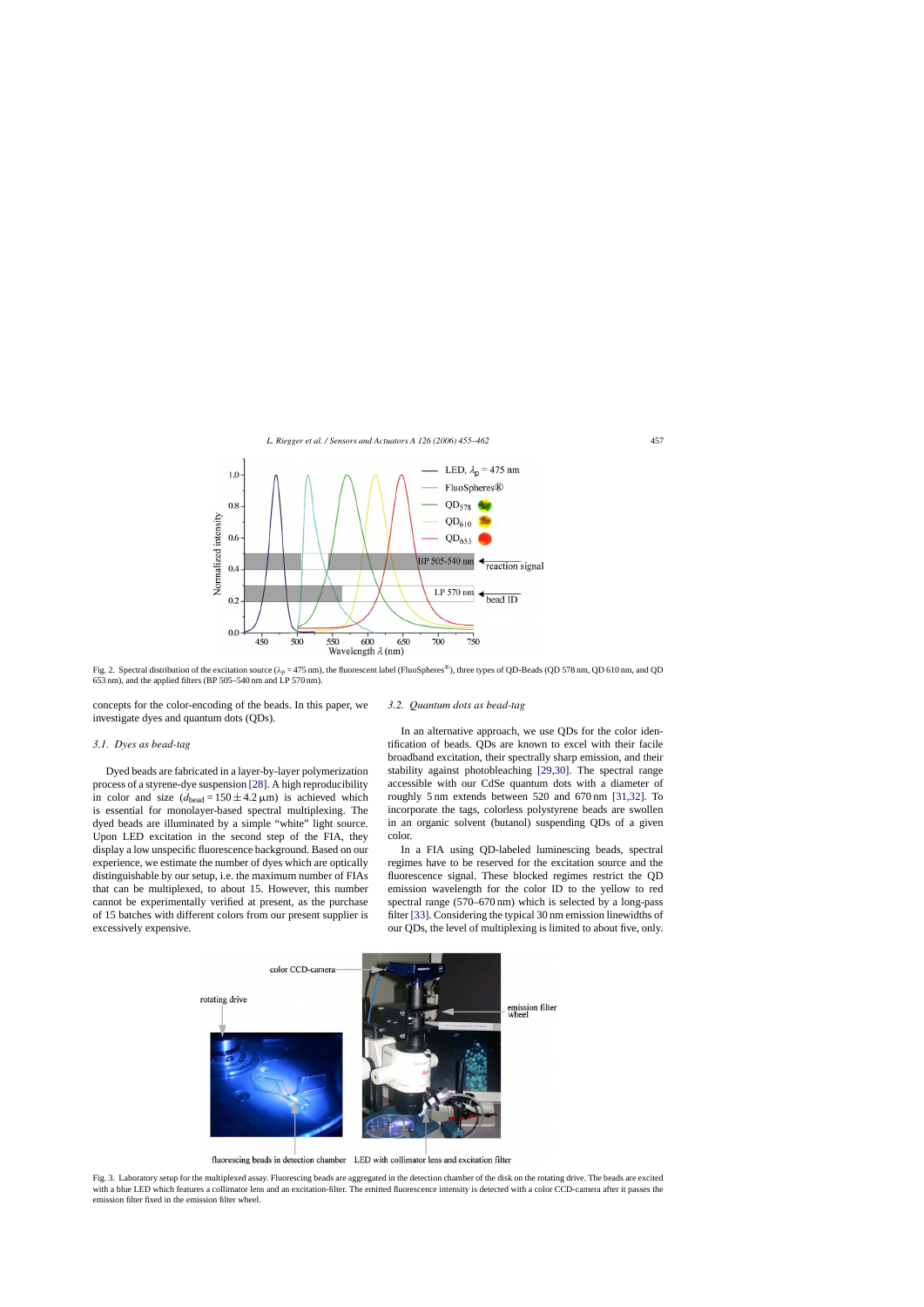Fig. 2. Spectral distribution of the excitation source ($\lambda_p$ = 475 nm), the fluorescent label (FluoSpheres®), three types of QD-Beads (QD 578 nm, QD 610 nm, and QD 653 nm), and the applied filters (BP 505–540 nm and LP 570 nm).

concepts for the color-encoding of the beads. In this paper, we investigate dyes and quantum dots (QDs).

### *3.1. Dyes as bead-tag*

Dyed beads are fabricated in a layer-by-layer polymerization process of a styrene-dye suspension [28]. A high reproducibility in color and size ($d_{bead} = 150 \pm 4.2\,\mu m$) is achieved which is essential for monolayer-based spectral multiplexing. The dyed beads are illuminated by a simple "white" light source. Upon LED excitation in the second step of the FIA, they display a low unspecific fluorescence background. Based on our experience, we estimate the number of dyes which are optically distinguishable by our setup, i.e. the maximum number of FIAs that can be multiplexed, to about 15. However, this number cannot be experimentally verified at present, as the purchase of 15 batches with different colors from our present supplier is excessively expensive.

### *3.2. Quantum dots as bead-tag*

In an alternative approach, we use QDs for the color identification of beads. QDs are known to excel with their facile broadband excitation, their spectrally sharp emission, and their stability against photobleaching [29,30]. The spectral range accessible with our CdSe quantum dots with a diameter of roughly 5 nm extends between 520 and 670 nm [31,32]. To incorporate the tags, colorless polystyrene beads are swollen in an organic solvent (butanol) suspending QDs of a given color.

In a FIA using QD-labeled luminescing beads, spectral regimes have to be reserved for the excitation source and the fluorescence signal. These blocked regimes restrict the QD emission wavelength for the color ID to the yellow to red spectral range (570–670 nm) which is selected by a long-pass filter [33]. Considering the typical 30 nm emission linewidths of our QDs, the level of multiplexing is limited to about five, only.

Fig. 3. Laboratory setup for the multiplexed assay. Fluorescing beads are aggregated in the detection chamber of the disk on the rotating drive. The beads are excited with a blue LED which features a collimator lens and an excitation-filter. The emitted fluorescence intensity is detected with a color CCD-camera after it passes the emission filter fixed in the emission filter wheel.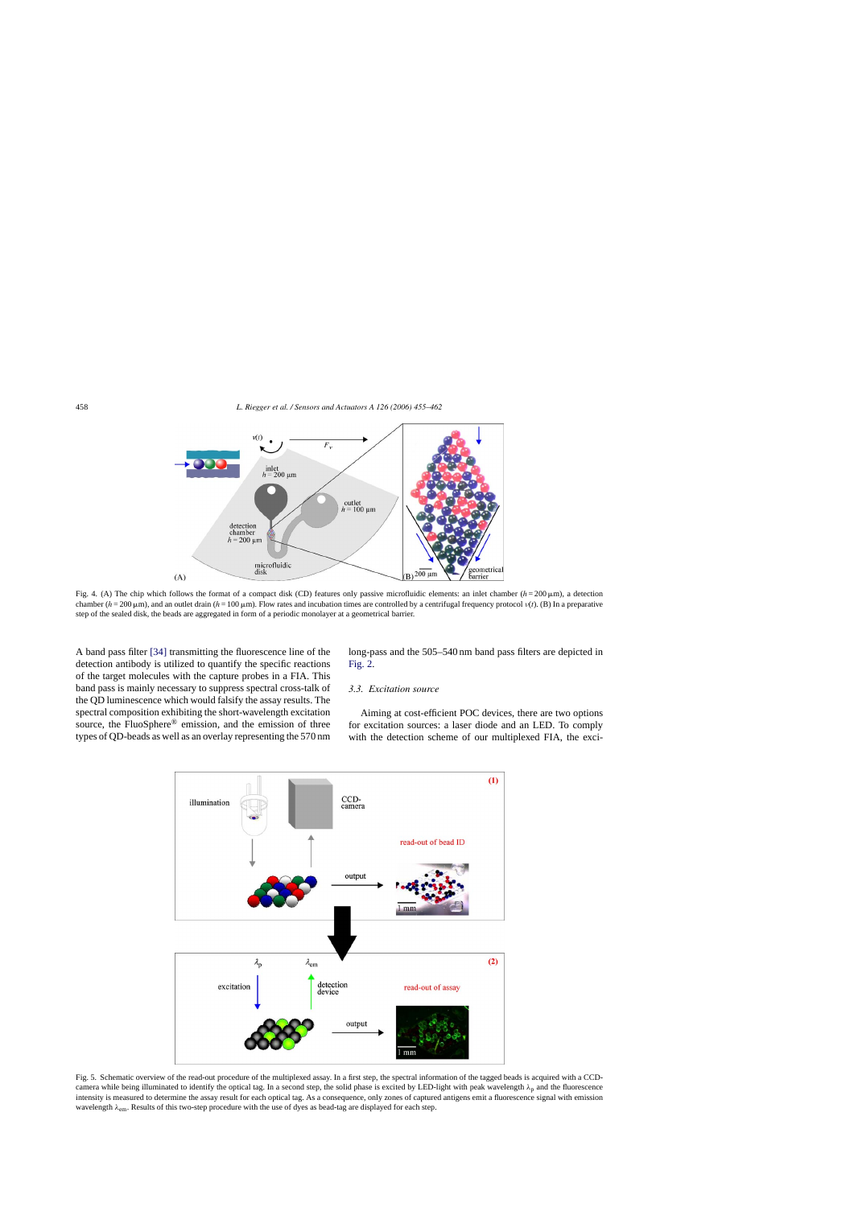Fig. 4. (A) The chip which follows the format of a compact disk (CD) features only passive microfluidic elements: an inlet chamber ($h = 200\,\mu$m), a detection chamber ($h = 200\,\mu$m), and an outlet drain ($h = 100\,\mu$m). Flow rates and incubation times are controlled by a centrifugal frequency protocol $\nu(t)$. (B) In a preparative step of the sealed disk, the beads are aggregated in form of a periodic monolayer at a geometrical barrier.

A band pass filter [34] transmitting the fluorescence line of the detection antibody is utilized to quantify the specific reactions of the target molecules with the capture probes in a FIA. This band pass is mainly necessary to suppress spectral cross-talk of the QD luminescence which would falsify the assay results. The spectral composition exhibiting the short-wavelength excitation source, the FluoSphere® emission, and the emission of three types of QD-beads as well as an overlay representing the 570 nm long-pass and the 505–540 nm band pass filters are depicted in Fig. 2.

### 3.3. Excitation source

Aiming at cost-efficient POC devices, there are two options for excitation sources: a laser diode and an LED. To comply with the detection scheme of our multiplexed FIA, the exci-

Fig. 5. Schematic overview of the read-out procedure of the multiplexed assay. In a first step, the spectral information of the tagged beads is acquired with a CCD-camera while being illuminated to identify the optical tag. In a second step, the solid phase is excited by LED-light with peak wavelength $\lambda_p$ and the fluorescence intensity is measured to determine the assay result for each optical tag. As a consequence, only zones of captured antigens emit a fluorescence signal with emission wavelength $\lambda_{em}$. Results of this two-step procedure with the use of dyes as bead-tag are displayed for each step.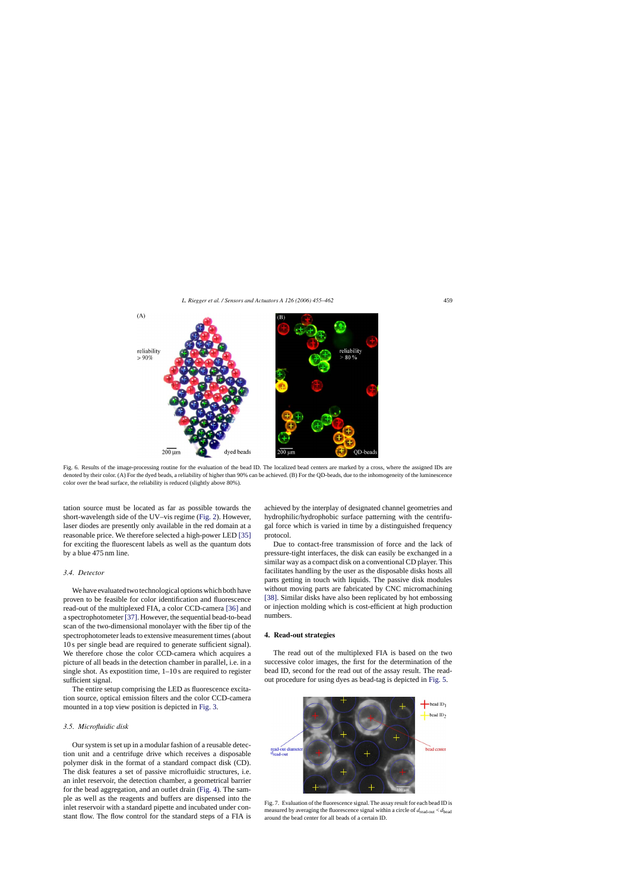Fig. 6. Results of the image-processing routine for the evaluation of the bead ID. The localized bead centers are marked by a cross, where the assigned IDs are denoted by their color. (A) For the dyed beads, a reliability of higher than 90% can be achieved. (B) For the QD-beads, due to the inhomogeneity of the luminescence color over the bead surface, the reliability is reduced (slightly above 80%).

tation source must be located as far as possible towards the short-wavelength side of the UV–vis regime (Fig. 2). However, laser diodes are presently only available in the red domain at a reasonable price. We therefore selected a high-power LED [35] for exciting the fluorescent labels as well as the quantum dots by a blue 475 nm line.

### 3.4. Detector

We have evaluated two technological options which both have proven to be feasible for color identification and fluorescence read-out of the multiplexed FIA, a color CCD-camera [36] and a spectrophotometer [37]. However, the sequential bead-to-bead scan of the two-dimensional monolayer with the fiber tip of the spectrophotometer leads to extensive measurement times (about 10 s per single bead are required to generate sufficient signal). We therefore chose the color CCD-camera which acquires a picture of all beads in the detection chamber in parallel, i.e. in a single shot. As expostition time, 1–10 s are required to register sufficient signal.

The entire setup comprising the LED as fluorescence excitation source, optical emission filters and the color CCD-camera mounted in a top view position is depicted in Fig. 3.

### 3.5. Microfluidic disk

Our system is set up in a modular fashion of a reusable detection unit and a centrifuge drive which receives a disposable polymer disk in the format of a standard compact disk (CD). The disk features a set of passive microfluidic structures, i.e. an inlet reservoir, the detection chamber, a geometrical barrier for the bead aggregation, and an outlet drain (Fig. 4). The sample as well as the reagents and buffers are dispensed into the inlet reservoir with a standard pipette and incubated under constant flow. The flow control for the standard steps of a FIA is achieved by the interplay of designated channel geometries and hydrophilic/hydrophobic surface patterning with the centrifugal force which is varied in time by a distinguished frequency protocol.

Due to contact-free transmission of force and the lack of pressure-tight interfaces, the disk can easily be exchanged in a similar way as a compact disk on a conventional CD player. This facilitates handling by the user as the disposable disks hosts all parts getting in touch with liquids. The passive disk modules without moving parts are fabricated by CNC micromachining [38]. Similar disks have also been replicated by hot embossing or injection molding which is cost-efficient at high production numbers.

## 4. Read-out strategies

The read out of the multiplexed FIA is based on the two successive color images, the first for the determination of the bead ID, second for the read out of the assay result. The read-out procedure for using dyes as bead-tag is depicted in Fig. 5.

Fig. 7. Evaluation of the fluorescence signal. The assay result for each bead ID is measured by averaging the fluorescence signal within a circle of $d_{\text{read-out}} < d_{\text{bead}}$ around the bead center for all beads of a certain ID.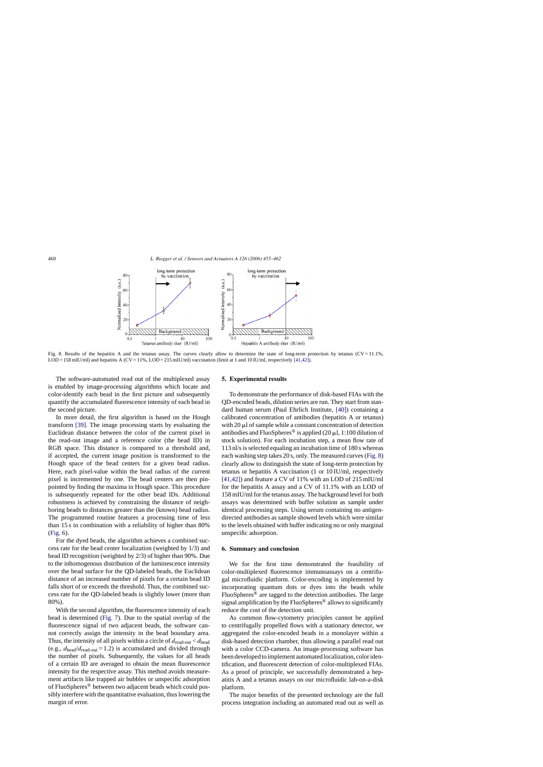Fig. 8. Results of the hepatitis A and the tetanus assay. The curves clearly allow to determine the state of long-term protection by tetanus (CV = 11.1%, LOD = 158 mIU/ml) and hepatitis A (CV = 11%, LOD = 215 mIU/ml) vaccination (limit at 1 and 10 IU/ml, respectively [41,42]).

The software-automated read out of the multiplexed assay is enabled by image-processing algorithms which locate and color-identify each bead in the first picture and subsequently quantify the accumulated fluorescence intensity of each bead in the second picture.

In more detail, the first algorithm is based on the Hough transform [39]. The image processing starts by evaluating the Euclidean distance between the color of the current pixel in the read-out image and a reference color (the bead ID) in RGB space. This distance is compared to a threshold and, if accepted, the current image position is transformed to the Hough space of the bead centers for a given bead radius. Here, each pixel-value within the bead radius of the current pixel is incremented by one. The bead centers are then pinpointed by finding the maxima in Hough space. This procedure is subsequently repeated for the other bead IDs. Additional robustness is achieved by constraining the distance of neighboring beads to distances greater than the (known) bead radius. The programmed routine features a processing time of less than 15 s in combination with a reliability of higher than 80% (Fig. 6).

For the dyed beads, the algorithm achieves a combined success rate for the bead center localization (weighted by 1/3) and bead ID recognition (weighted by 2/3) of higher than 90%. Due to the inhomogenous distribution of the luminescence intensity over the bead surface for the QD-labeled beads, the Euclidean distance of an increased number of pixels for a certain bead ID falls short of or exceeds the threshold. Thus, the combined success rate for the QD-labeled beads is slightly lower (more than 80%).

With the second algorithm, the fluorescence intensity of each bead is determined (Fig. 7). Due to the spatial overlap of the fluorescence signal of two adjacent beads, the software cannot correctly assign the intensity in the bead boundary area. Thus, the intensity of all pixels within a circle of $d_{\text{read-out}} < d_{\text{bead}}$ (e.g., $d_{\text{bead}}/d_{\text{read-out}} = 1.2$) is accumulated and divided through the number of pixels. Subsequently, the values for all beads of a certain ID are averaged to obtain the mean fluorescence intensity for the respective assay. This method avoids measurement artifacts like trapped air bubbles or unspecific adsorption of FluoSpheres® between two adjacent beads which could possibly interfere with the quantitative evaluation, thus lowering the margin of error.

## 5. Experimental results

To demonstrate the performance of disk-based FIAs with the QD-encoded beads, dilution series are run. They start from standard human serum (Paul Ehrlich Institute, [40]) containing a calibrated concentration of antibodies (hepatitis A or tetanus) with 20 μl of sample while a constant concentration of detection antibodies and FluoSpheres® is applied (20 μl, 1:100 dilution of stock solution). For each incubation step, a mean flow rate of 113 nl/s is selected equaling an incubation time of 180 s whereas each washing step takes 20 s, only. The measured curves (Fig. 8) clearly allow to distinguish the state of long-term protection by tetanus or hepatitis A vaccination (1 or 10 IU/ml, respectively [41,42]) and feature a CV of 11% with an LOD of 215 mIU/ml for the hepatitis A assay and a CV of 11.1% with an LOD of 158 mIU/ml for the tetanus assay. The background level for both assays was determined with buffer solution as sample under identical processing steps. Using serum containing no antigen-directed antibodies as sample showed levels which were similar to the levels obtained with buffer indicating no or only marginal unspecific adsorption.

## 6. Summary and conclusion

We for the first time demonstrated the feasibility of color-multiplexed fluorescence immunoassays on a centrifugal microfluidic platform. Color-encoding is implemented by incorporating quantum dots or dyes into the beads while FluoSpheres® are tagged to the detection antibodies. The large signal amplification by the FluoSpheres® allows to significantly reduce the cost of the detection unit.

As common flow-cytometry principles cannot be applied to centrifugally propelled flows with a stationary detector, we aggregated the color-encoded beads in a monolayer within a disk-based detection chamber, thus allowing a parallel read out with a color CCD-camera. An image-processing software has been developed to implement automated localization, color identification, and fluorescent detection of color-multiplexed FIAs. As a proof of principle, we successfully demonstrated a hepatitis A and a tetanus assays on our microfluidic lab-on-a-disk platform.

The major benefits of the presented technology are the full process integration including an automated read out as well as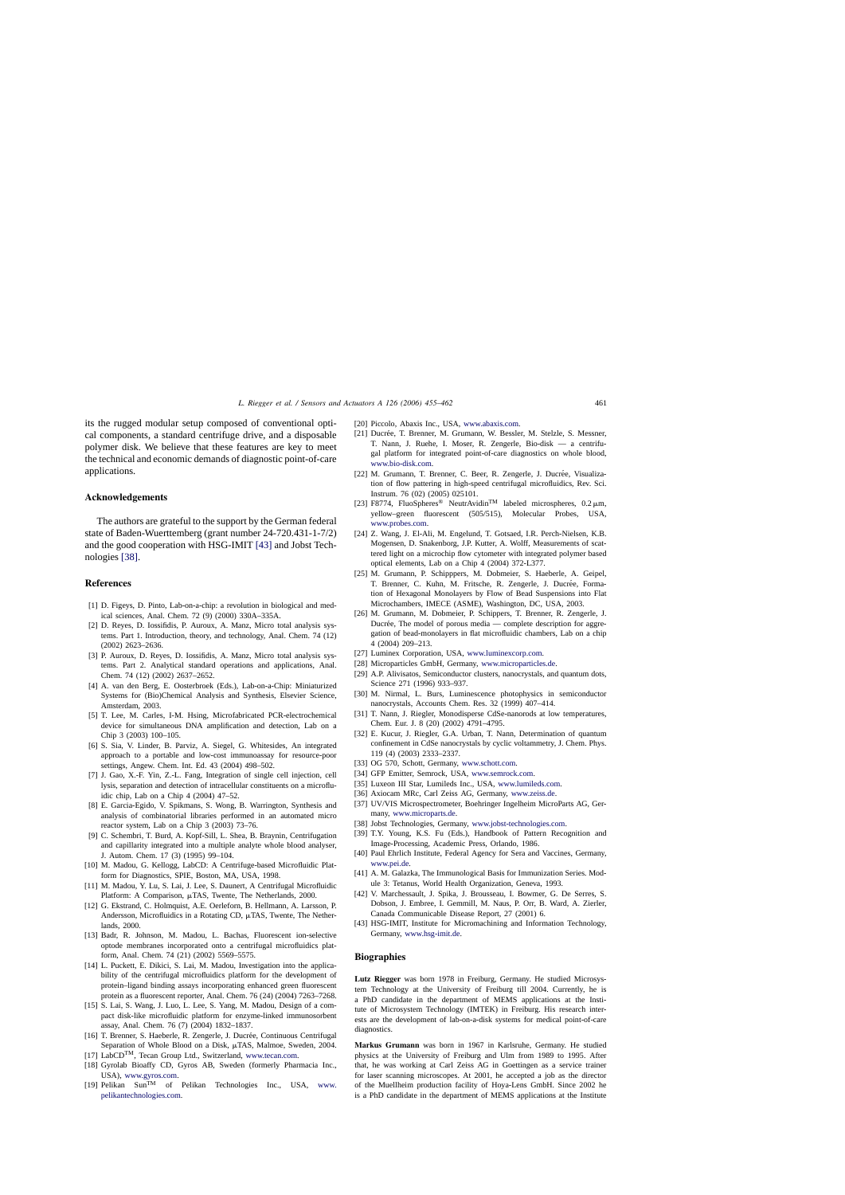its the rugged modular setup composed of conventional optical components, a standard centrifuge drive, and a disposable polymer disk. We believe that these features are key to meet the technical and economic demands of diagnostic point-of-care applications.

## Acknowledgements

The authors are grateful to the support by the German federal state of Baden-Wuerttemberg (grant number 24-720.431-1-7/2) and the good cooperation with HSG-IMIT [43] and Jobst Technologies [38].

## References

[1] D. Figeys, D. Pinto, Lab-on-a-chip: a revolution in biological and medical sciences, Anal. Chem. 72 (9) (2000) 330A–335A.

[2] D. Reyes, D. Iossifidis, P. Auroux, A. Manz, Micro total analysis systems. Part 1. Introduction, theory, and technology, Anal. Chem. 74 (12) (2002) 2623–2636.

[3] P. Auroux, D. Reyes, D. Iossifidis, A. Manz, Micro total analysis systems. Part 2. Analytical standard operations and applications, Anal. Chem. 74 (12) (2002) 2637–2652.

[4] A. van den Berg, E. Oosterbroek (Eds.), Lab-on-a-Chip: Miniaturized Systems for (Bio)Chemical Analysis and Synthesis, Elsevier Science, Amsterdam, 2003.

[5] T. Lee, M. Carles, I-M. Hsing, Microfabricated PCR-electrochemical device for simultaneous DNA amplification and detection, Lab on a Chip 3 (2003) 100–105.

[6] S. Sia, V. Linder, B. Parviz, A. Siegel, G. Whitesides, An integrated approach to a portable and low-cost immunoassay for resource-poor settings, Angew. Chem. Int. Ed. 43 (2004) 498–502.

[7] J. Gao, X.-F. Yin, Z.-L. Fang, Integration of single cell injection, cell lysis, separation and detection of intracellular constituents on a microfluidic chip, Lab on a Chip 4 (2004) 47–52.

[8] E. Garcia-Egido, V. Spikmans, S. Wong, B. Warrington, Synthesis and analysis of combinatorial libraries performed in an automated micro reactor system, Lab on a Chip 3 (2003) 73–76.

[9] C. Schembri, T. Burd, A. Kopf-Sill, L. Shea, B. Braynin, Centrifugation and capillarity integrated into a multiple analyte whole blood analyser, J. Autom. Chem. 17 (3) (1995) 99–104.

[10] M. Madou, G. Kellogg, LabCD: A Centrifuge-based Microfluidic Platform for Diagnostics, SPIE, Boston, MA, USA, 1998.

[11] M. Madou, Y. Lu, S. Lai, J. Lee, S. Daunert, A Centrifugal Microfluidic Platform: A Comparison, μTAS, Twente, The Netherlands, 2000.

[12] G. Ekstrand, C. Holmquist, A.E. Oerleforn, B. Hellmann, A. Larsson, P. Andersson, Microfluidics in a Rotating CD, μTAS, Twente, The Netherlands, 2000.

[13] Badr, R. Johnson, M. Madou, L. Bachas, Fluorescent ion-selective optode membranes incorporated onto a centrifugal microfluidics platform, Anal. Chem. 74 (21) (2002) 5569–5575.

[14] L. Puckett, E. Dikici, S. Lai, M. Madou, Investigation into the applicability of the centrifugal microfluidics platform for the development of protein–ligand binding assays incorporating enhanced green fluorescent protein as a fluorescent reporter, Anal. Chem. 76 (24) (2004) 7263–7268.

[15] S. Lai, S. Wang, J. Luo, L. Lee, S. Yang, M. Madou, Design of a compact disk-like microfluidic platform for enzyme-linked immunosorbent assay, Anal. Chem. 76 (7) (2004) 1832–1837.

[16] T. Brenner, S. Haeberle, R. Zengerle, J. Ducrée, Continuous Centrifugal Separation of Whole Blood on a Disk, μTAS, Malmoe, Sweden, 2004.

[17] LabCD$^{TM}$, Tecan Group Ltd., Switzerland, www.tecan.com.

[18] Gyrolab Bioaffy CD, Gyros AB, Sweden (formerly Pharmacia Inc., USA), www.gyros.com.

[19] Pelikan Sun$^{TM}$ of Pelikan Technologies Inc., USA, www.pelikantechnologies.com.

[20] Piccolo, Abaxis Inc., USA, www.abaxis.com.

[21] Ducrée, T. Brenner, M. Grumann, W. Bessler, M. Stelzle, S. Messner, T. Nann, J. Ruehe, I. Moser, R. Zengerle, Bio-disk — a centrifugal platform for integrated point-of-care diagnostics on whole blood, www.bio-disk.com.

[22] M. Grumann, T. Brenner, C. Beer, R. Zengerle, J. Ducrée, Visualization of flow pattering in high-speed centrifugal microfluidics, Rev. Sci. Instrum. 76 (02) (2005) 025101.

[23] F8774, FluoSpheres® NeutrAvidin$^{TM}$ labeled microspheres, 0.2 μm, yellow–green fluorescent (505/515), Molecular Probes, USA, www.probes.com.

[24] Z. Wang, J. El-Ali, M. Engelund, T. Gotsaed, I.R. Perch-Nielsen, K.B. Mogensen, D. Snakenborg, J.P. Kutter, A. Wolff, Measurements of scattered light on a microchip flow cytometer with integrated polymer based optical elements, Lab on a Chip 4 (2004) 372-L377.

[25] M. Grumann, P. Schipppers, M. Dobmeier, S. Haeberle, A. Geipel, T. Brenner, C. Kuhn, M. Fritsche, R. Zengerle, J. Ducrée, Formation of Hexagonal Monolayers by Flow of Bead Suspensions into Flat Microchambers, IMECE (ASME), Washington, DC, USA, 2003.

[26] M. Grumann, M. Dobmeier, P. Schippers, T. Brenner, R. Zengerle, J. Ducrée, The model of porous media — complete description for aggregation of bead-monolayers in flat microfluidic chambers, Lab on a chip 4 (2004) 209–213.

[27] Luminex Corporation, USA, www.luminexcorp.com.

[28] Microparticles GmbH, Germany, www.microparticles.de.

[29] A.P. Alivisatos, Semiconductor clusters, nanocrystals, and quantum dots, Science 271 (1996) 933–937.

[30] M. Nirmal, L. Burs, Luminescence photophysics in semiconductor nanocrystals, Accounts Chem. Res. 32 (1999) 407–414.

[31] T. Nann, J. Riegler, Monodisperse CdSe-nanorods at low temperatures, Chem. Eur. J. 8 (20) (2002) 4791–4795.

[32] E. Kucur, J. Riegler, G.A. Urban, T. Nann, Determination of quantum confinement in CdSe nanocrystals by cyclic voltammetry, J. Chem. Phys. 119 (4) (2003) 2333–2337.

[33] OG 570, Schott, Germany, www.schott.com.

[34] GFP Emitter, Semrock, USA, www.semrock.com.

[35] Luxeon III Star, Lumileds Inc., USA, www.lumileds.com.

[36] Axiocam MRc, Carl Zeiss AG, Germany, www.zeiss.de.

[37] UV/VIS Microspectrometer, Boehringer Ingelheim MicroParts AG, Germany, www.microparts.de.

[38] Jobst Technologies, Germany, www.jobst-technologies.com.

[39] T.Y. Young, K.S. Fu (Eds.), Handbook of Pattern Recognition and Image-Processing, Academic Press, Orlando, 1986.

[40] Paul Ehrlich Institute, Federal Agency for Sera and Vaccines, Germany, www.pei.de.

[41] A. M. Galazka, The Immunological Basis for Immunization Series. Module 3: Tetanus, World Health Organization, Geneva, 1993.

[42] V. Marchessault, J. Spika, J. Brousseau, I. Bowmer, G. De Serres, S. Dobson, J. Embree, I. Gemmill, M. Naus, P. Orr, B. Ward, A. Zierler, Canada Communicable Disease Report, 27 (2001) 6.

[43] HSG-IMIT, Institute for Micromachining and Information Technology, Germany, www.hsg-imit.de.

## Biographies

**Lutz Riegger** was born 1978 in Freiburg, Germany. He studied Microsystem Technology at the University of Freiburg till 2004. Currently, he is a PhD candidate in the department of MEMS applications at the Institute of Microsystem Technology (IMTEK) in Freiburg. His research interests are the development of lab-on-a-disk systems for medical point-of-care diagnostics.

**Markus Grumann** was born in 1967 in Karlsruhe, Germany. He studied physics at the University of Freiburg and Ulm from 1989 to 1995. After that, he was working at Carl Zeiss AG in Goettingen as a service trainer for laser scanning microscopes. At 2001, he accepted a job as the director of the Muellheim production facility of Hoya-Lens GmbH. Since 2002 he is a PhD candidate in the department of MEMS applications at the Institute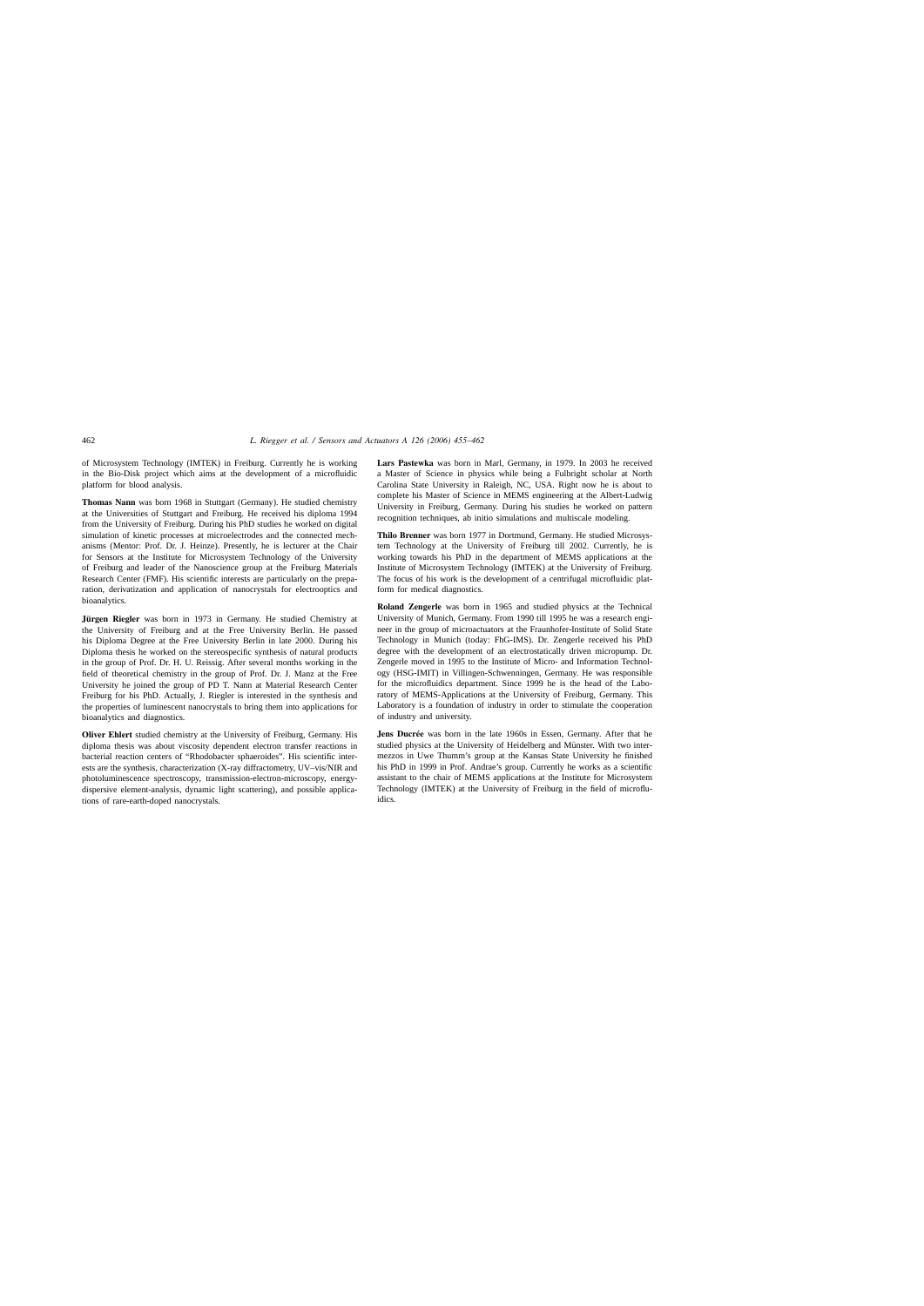of Microsystem Technology (IMTEK) in Freiburg. Currently he is working in the Bio-Disk project which aims at the development of a microfluidic platform for blood analysis.

**Thomas Nann** was born 1968 in Stuttgart (Germany). He studied chemistry at the Universities of Stuttgart and Freiburg. He received his diploma 1994 from the University of Freiburg. During his PhD studies he worked on digital simulation of kinetic processes at microelectrodes and the connected mechanisms (Mentor: Prof. Dr. J. Heinze). Presently, he is lecturer at the Chair for Sensors at the Institute for Microsystem Technology of the University of Freiburg and leader of the Nanoscience group at the Freiburg Materials Research Center (FMF). His scientific interests are particularly on the preparation, derivatization and application of nanocrystals for electrooptics and bioanalytics.

**Jürgen Riegler** was born in 1973 in Germany. He studied Chemistry at the University of Freiburg and at the Free University Berlin. He passed his Diploma Degree at the Free University Berlin in late 2000. During his Diploma thesis he worked on the stereospecific synthesis of natural products in the group of Prof. Dr. H. U. Reissig. After several months working in the field of theoretical chemistry in the group of Prof. Dr. J. Manz at the Free University he joined the group of PD T. Nann at Material Research Center Freiburg for his PhD. Actually, J. Riegler is interested in the synthesis and the properties of luminescent nanocrystals to bring them into applications for bioanalytics and diagnostics.

**Oliver Ehlert** studied chemistry at the University of Freiburg, Germany. His diploma thesis was about viscosity dependent electron transfer reactions in bacterial reaction centers of "Rhodobacter sphaeroides". His scientific interests are the synthesis, characterization (X-ray diffractometry, UV–vis/NIR and photoluminescence spectroscopy, transmission-electron-microscopy, energy-dispersive element-analysis, dynamic light scattering), and possible applications of rare-earth-doped nanocrystals.

**Lars Pastewka** was born in Marl, Germany, in 1979. In 2003 he received a Master of Science in physics while being a Fulbright scholar at North Carolina State University in Raleigh, NC, USA. Right now he is about to complete his Master of Science in MEMS engineering at the Albert-Ludwig University in Freiburg, Germany. During his studies he worked on pattern recognition techniques, ab initio simulations and multiscale modeling.

**Thilo Brenner** was born 1977 in Dortmund, Germany. He studied Microsystem Technology at the University of Freiburg till 2002. Currently, he is working towards his PhD in the department of MEMS applications at the Institute of Microsystem Technology (IMTEK) at the University of Freiburg. The focus of his work is the development of a centrifugal microfluidic platform for medical diagnostics.

**Roland Zengerle** was born in 1965 and studied physics at the Technical University of Munich, Germany. From 1990 till 1995 he was a research engineer in the group of microactuators at the Fraunhofer-Institute of Solid State Technology in Munich (today: FhG-IMS). Dr. Zengerle received his PhD degree with the development of an electrostatically driven micropump. Dr. Zengerle moved in 1995 to the Institute of Micro- and Information Technology (HSG-IMIT) in Villingen-Schwenningen, Germany. He was responsible for the microfluidics department. Since 1999 he is the head of the Laboratory of MEMS-Applications at the University of Freiburg, Germany. This Laboratory is a foundation of industry in order to stimulate the cooperation of industry and university.

**Jens Ducrée** was born in the late 1960s in Essen, Germany. After that he studied physics at the University of Heidelberg and Münster. With two intermezzos in Uwe Thumm's group at the Kansas State University he finished his PhD in 1999 in Prof. Andrae's group. Currently he works as a scientific assistant to the chair of MEMS applications at the Institute for Microsystem Technology (IMTEK) at the University of Freiburg in the field of microfluidics.